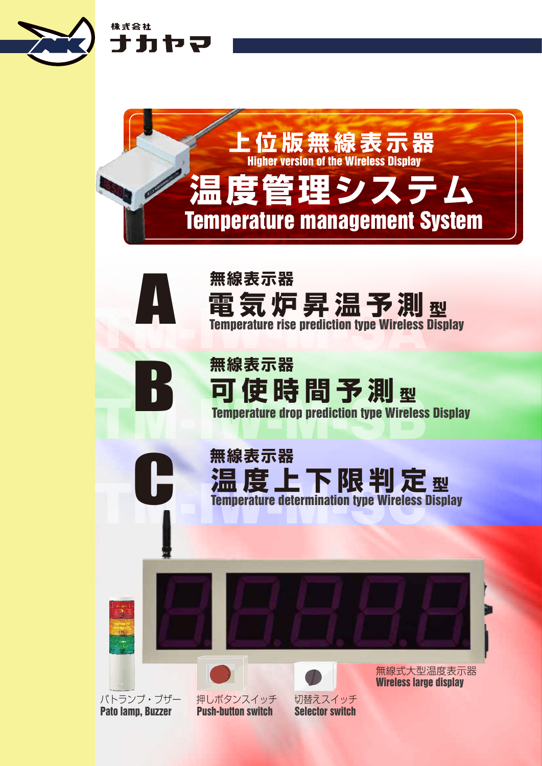株式会社
ナカヤマ

# 上位版無線表示器
Higher version of the Wireless Display

# 温度管理システム
Temperature management System

## A

無線表示器
### 電気炉昇温予測型
Temperature rise prediction type Wireless Display

TM-IW-M-3A

## B

無線表示器
### 可使時間予測型
Temperature drop prediction type Wireless Display

TM-IW-M-3B

## C

無線表示器
### 温度上下限判定型
Temperature determination type Wireless Display

TM-IW-M-3C

無線式大型温度表示器
**Wireless large display**

パトランプ・ブザー
**Pato lamp, Buzzer**

押しボタンスイッチ
**Push-button switch**

切替えスイッチ
**Selector switch**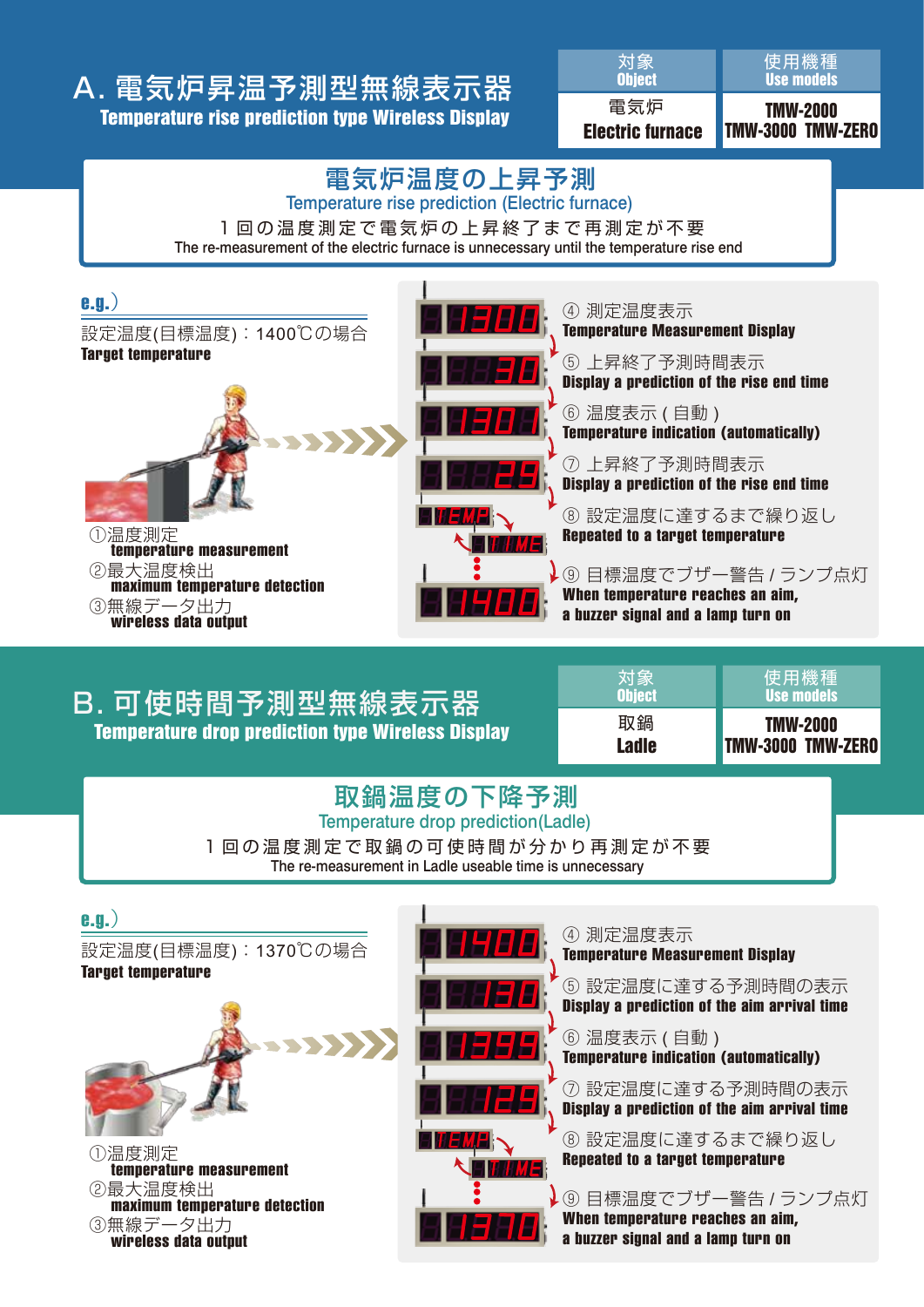# A. 電気炉昇温予測型無線表示器

**Temperature rise prediction type Wireless Display**

| 対象 Object | 使用機種 Use models |
|---|---|
| 電気炉 Electric furnace | TMW-2000 TMW-3000 TMW-ZERO |

## 電気炉温度の上昇予測

Temperature rise prediction (Electric furnace)

１回の温度測定で電気炉の上昇終了まで再測定が不要

The re-measurement of the electric furnace is unnecessary until the temperature rise end

**e.g.)**

設定温度(目標温度)：1400℃の場合

**Target temperature**

①温度測定
**temperature measurement**

②最大温度検出
**maximum temperature detection**

③無線データ出力
**wireless data output**

1300 — ④ 測定温度表示
**Temperature Measurement Display**

30 — ⑤ 上昇終了予測時間表示
**Display a prediction of the rise end time**

1301 — ⑥ 温度表示(自動)
**Temperature indication (automatically)**

29 — ⑦ 上昇終了予測時間表示
**Display a prediction of the rise end time**

TEMP / TIME — ⑧ 設定温度に達するまで繰り返し
**Repeated to a target temperature**

1400 — ⑨ 目標温度でブザー警告/ランプ点灯
**When temperature reaches an aim, a buzzer signal and a lamp turn on**

# B. 可使時間予測型無線表示器

**Temperature drop prediction type Wireless Display**

| 対象 Object | 使用機種 Use models |
|---|---|
| 取鍋 Ladle | TMW-2000 TMW-3000 TMW-ZERO |

## 取鍋温度の下降予測

Temperature drop prediction(Ladle)

１回の温度測定で取鍋の可使時間が分かり再測定が不要

The re-measurement in Ladle useable time is unnecessary

**e.g.)**

設定温度(目標温度)：1370℃の場合

**Target temperature**

①温度測定
**temperature measurement**

②最大温度検出
**maximum temperature detection**

③無線データ出力
**wireless data output**

1400 — ④ 測定温度表示
**Temperature Measurement Display**

130 — ⑤ 設定温度に達する予測時間の表示
**Display a prediction of the aim arrival time**

1399 — ⑥ 温度表示(自動)
**Temperature indication (automatically)**

129 — ⑦ 設定温度に達する予測時間の表示
**Display a prediction of the aim arrival time**

TEMP / TIME — ⑧ 設定温度に達するまで繰り返し
**Repeated to a target temperature**

1370 — ⑨ 目標温度でブザー警告/ランプ点灯
**When temperature reaches an aim, a buzzer signal and a lamp turn on**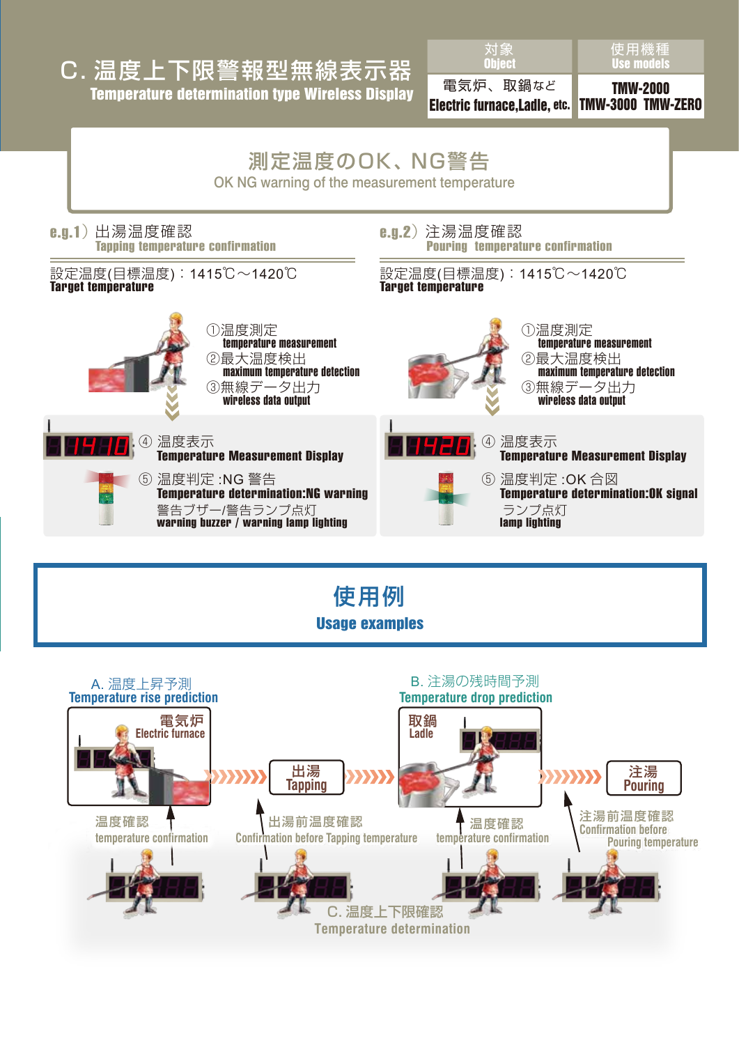# C. 温度上下限警報型無線表示器
## Temperature determination type Wireless Display

| 対象 Object | 使用機種 Use models |
|---|---|
| 電気炉、取鍋など Electric furnace,Ladle, etc. | TMW-2000 TMW-3000 TMW-ZERO |

## 測定温度のOK、NG警告
OK NG warning of the measurement temperature

### e.g.1）出湯温度確認
**Tapping temperature confirmation**

設定温度(目標温度)：1415℃～1420℃
**Target temperature**

①温度測定
temperature measurement
②最大温度検出
maximum temperature detection
③無線データ出力
wireless data output

1410

④ 温度表示
**Temperature Measurement Display**

⑤ 温度判定 :NG 警告
**Temperature determination:NG warning**
警告ブザー/警告ランプ点灯
**warning buzzer / warning lamp lighting**

### e.g.2）注湯温度確認
**Pouring temperature confirmation**

設定温度(目標温度)：1415℃～1420℃
**Target temperature**

①温度測定
temperature measurement
②最大温度検出
maximum temperature detection
③無線データ出力
wireless data output

1420

④ 温度表示
**Temperature Measurement Display**

⑤ 温度判定 :OK 合図
**Temperature determination:OK signal**
ランプ点灯
**lamp lighting**

## 使用例
**Usage examples**

A. 温度上昇予測
**Temperature rise prediction**

電気炉
Electric furnace

温度確認
temperature confirmation

出湯
Tapping

出湯前温度確認
Confirmation before Tapping temperature

B. 注湯の残時間予測
**Temperature drop prediction**

取鍋
Ladle

温度確認
temperature confirmation

注湯
Pouring

注湯前温度確認
Confirmation before Pouring temperature

C. 温度上下限確認
Temperature determination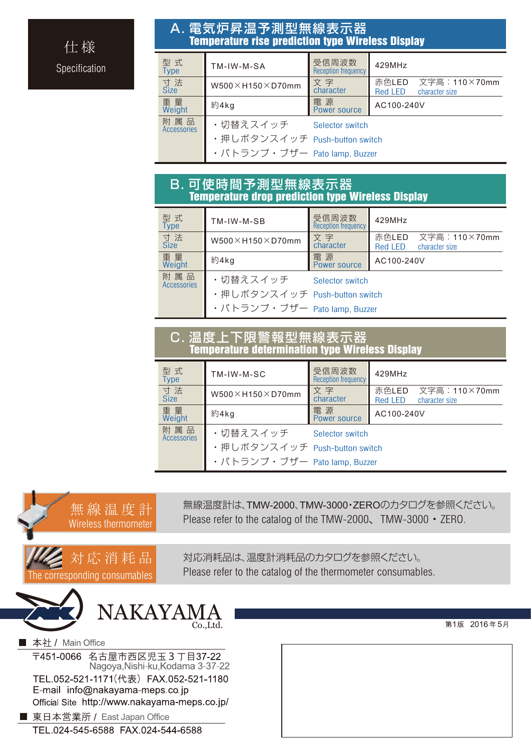# 仕様
Specification

## A. 電気炉昇温予測型無線表示器
### Temperature rise prediction type Wireless Display

| | | | |
|---|---|---|---|
| 型 式 Type | TM-IW-M-SA | 受信周波数 Reception frequency | 429MHz |
| 寸 法 Size | W500×H150×D70mm | 文 字 character | 赤色LED 文字高：110×70mm Red LED character size |
| 重 量 Weight | 約4kg | 電 源 Power source | AC100-240V |
| 附 属 品 Accessories | ・切替えスイッチ Selector switch<br>・押しボタンスイッチ Push-button switch<br>・パトランプ・ブザー Pato lamp, Buzzer | | |

## B. 可使時間予測型無線表示器
### Temperature drop prediction type Wireless Display

| | | | |
|---|---|---|---|
| 型 式 Type | TM-IW-M-SB | 受信周波数 Reception frequency | 429MHz |
| 寸 法 Size | W500×H150×D70mm | 文 字 character | 赤色LED 文字高：110×70mm Red LED character size |
| 重 量 Weight | 約4kg | 電 源 Power source | AC100-240V |
| 附 属 品 Accessories | ・切替えスイッチ Selector switch<br>・押しボタンスイッチ Push-button switch<br>・パトランプ・ブザー Pato lamp, Buzzer | | |

## C. 温度上下限警報型無線表示器
### Temperature determination type Wireless Display

| | | | |
|---|---|---|---|
| 型 式 Type | TM-IW-M-SC | 受信周波数 Reception frequency | 429MHz |
| 寸 法 Size | W500×H150×D70mm | 文 字 character | 赤色LED 文字高：110×70mm Red LED character size |
| 重 量 Weight | 約4kg | 電 源 Power source | AC100-240V |
| 附 属 品 Accessories | ・切替えスイッチ Selector switch<br>・押しボタンスイッチ Push-button switch<br>・パトランプ・ブザー Pato lamp, Buzzer | | |

**無線温度計**
Wireless thermometer

無線温度計は、TMW-2000、TMW-3000・ZEROのカタログを参照ください。
Please refer to the catalog of the TMW-2000、 TMW-3000・ZERO.

**対応消耗品**
The corresponding consumables

対応消耗品は、温度計消耗品のカタログを参照ください。
Please refer to the catalog of the thermometer consumables.

NAKAYAMA Co.,Ltd.

第1版　2016年5月

■ 本社 / Main Office

〒451-0066　名古屋市西区児玉３丁目37-22
Nagoya,Nishi-ku,Kodama 3-37-22
TEL.052-521-1171(代表)　FAX.052-521-1180
E-mail　info@nakayama-meps.co.jp
Official Site　http://www.nakayama-meps.co.jp/

■ 東日本営業所 / East Japan Office

TEL.024-545-6588　FAX.024-544-6588